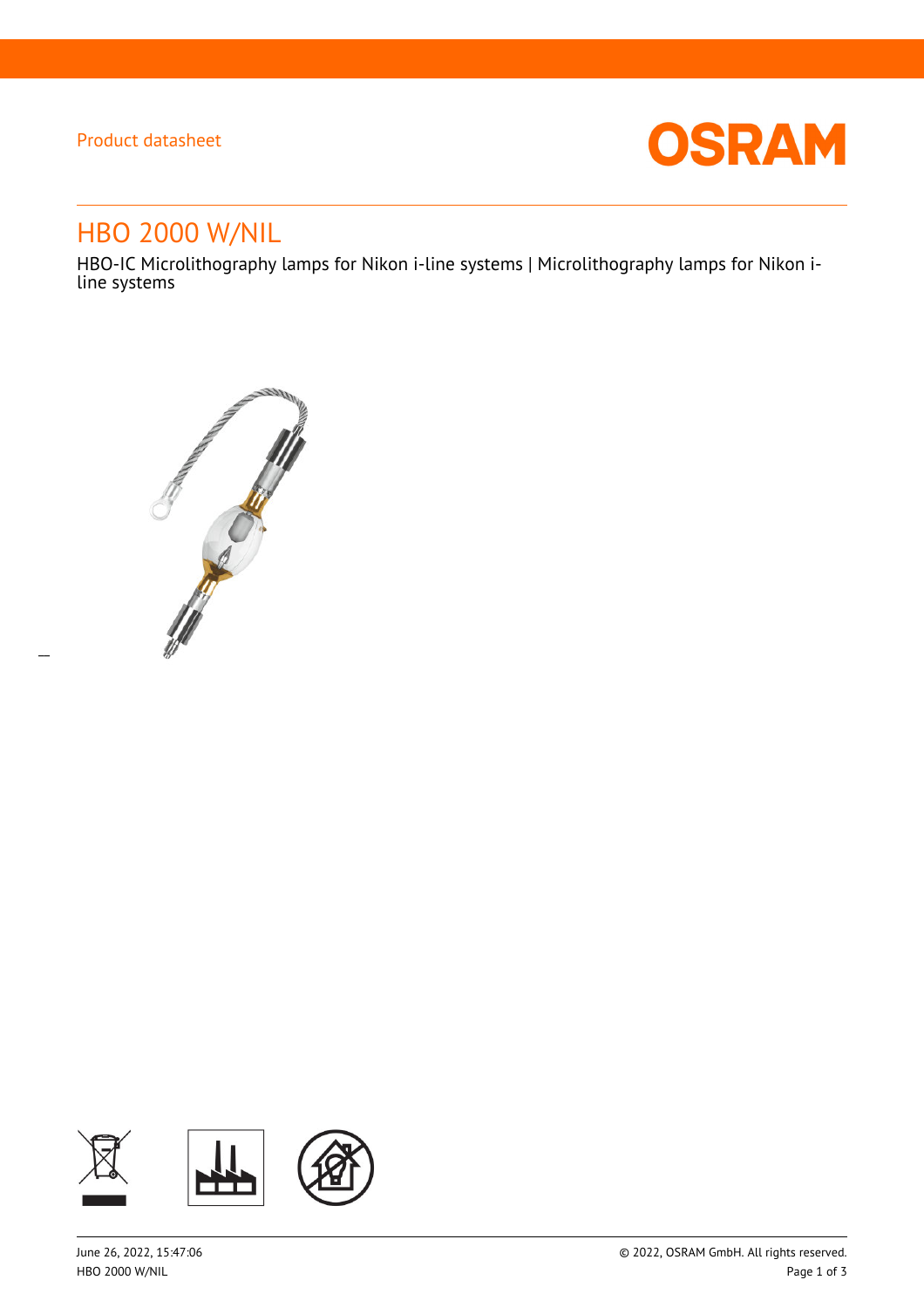Product datasheet

# HBO 2000 W/NIL

HBO-IC Microlithography lamps for Nikon i-line systems | Microlithography lamps for Nikon i-line systems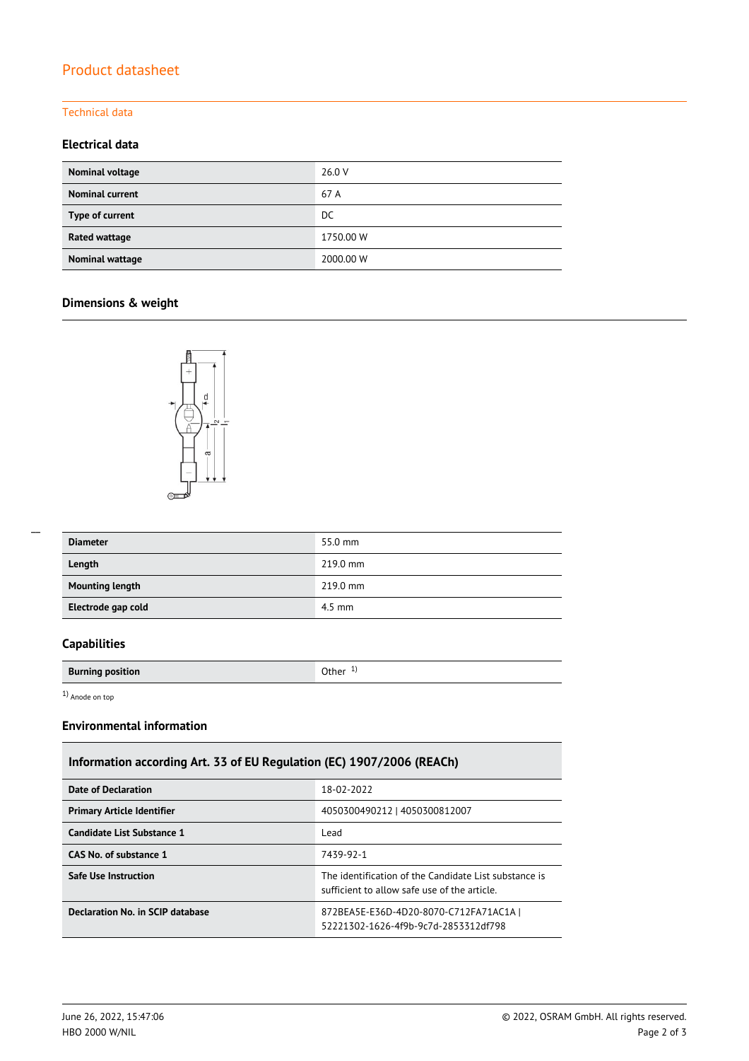Technical data

### Electrical data

| Nominal voltage | 26.0 V |
|---|---|
| Nominal current | 67 A |
| Type of current | DC |
| Rated wattage | 1750.00 W |
| Nominal wattage | 2000.00 W |

### Dimensions & weight

| Diameter | 55.0 mm |
|---|---|
| Length | 219.0 mm |
| Mounting length | 219.0 mm |
| Electrode gap cold | 4.5 mm |

### Capabilities

| Burning position | Other [1] |
|---|---|

[1] Anode on top

### Environmental information

| Information according Art. 33 of EU Regulation (EC) 1907/2006 (REACh) | |
|---|---|
| Date of Declaration | 18-02-2022 |
| Primary Article Identifier | 4050300490212 \| 4050300812007 |
| Candidate List Substance 1 | Lead |
| CAS No. of substance 1 | 7439-92-1 |
| Safe Use Instruction | The identification of the Candidate List substance is sufficient to allow safe use of the article. |
| Declaration No. in SCIP database | 872BEA5E-E36D-4D20-8070-C712FA71AC1A \| 52221302-1626-4f9b-9c7d-2853312df798 |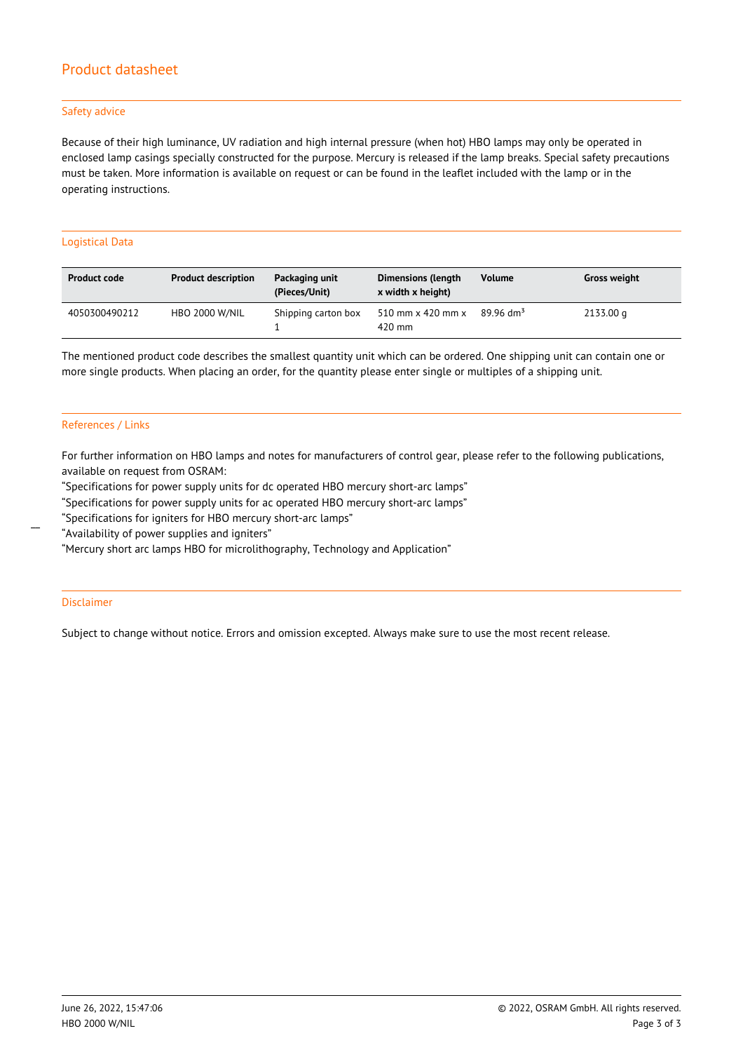## Safety advice

Because of their high luminance, UV radiation and high internal pressure (when hot) HBO lamps may only be operated in enclosed lamp casings specially constructed for the purpose. Mercury is released if the lamp breaks. Special safety precautions must be taken. More information is available on request or can be found in the leaflet included with the lamp or in the operating instructions.

## Logistical Data

| Product code | Product description | Packaging unit (Pieces/Unit) | Dimensions (length x width x height) | Volume | Gross weight |
|---|---|---|---|---|---|
| 4050300490212 | HBO 2000 W/NIL | Shipping carton box 1 | 510 mm x 420 mm x 420 mm | 89.96 $dm^3$ | 2133.00 g |

The mentioned product code describes the smallest quantity unit which can be ordered. One shipping unit can contain one or more single products. When placing an order, for the quantity please enter single or multiples of a shipping unit.

## References / Links

For further information on HBO lamps and notes for manufacturers of control gear, please refer to the following publications, available on request from OSRAM:
“Specifications for power supply units for dc operated HBO mercury short-arc lamps”
“Specifications for power supply units for ac operated HBO mercury short-arc lamps”
“Specifications for igniters for HBO mercury short-arc lamps”
“Availability of power supplies and igniters”
“Mercury short arc lamps HBO for microlithography, Technology and Application”

## Disclaimer

Subject to change without notice. Errors and omission excepted. Always make sure to use the most recent release.